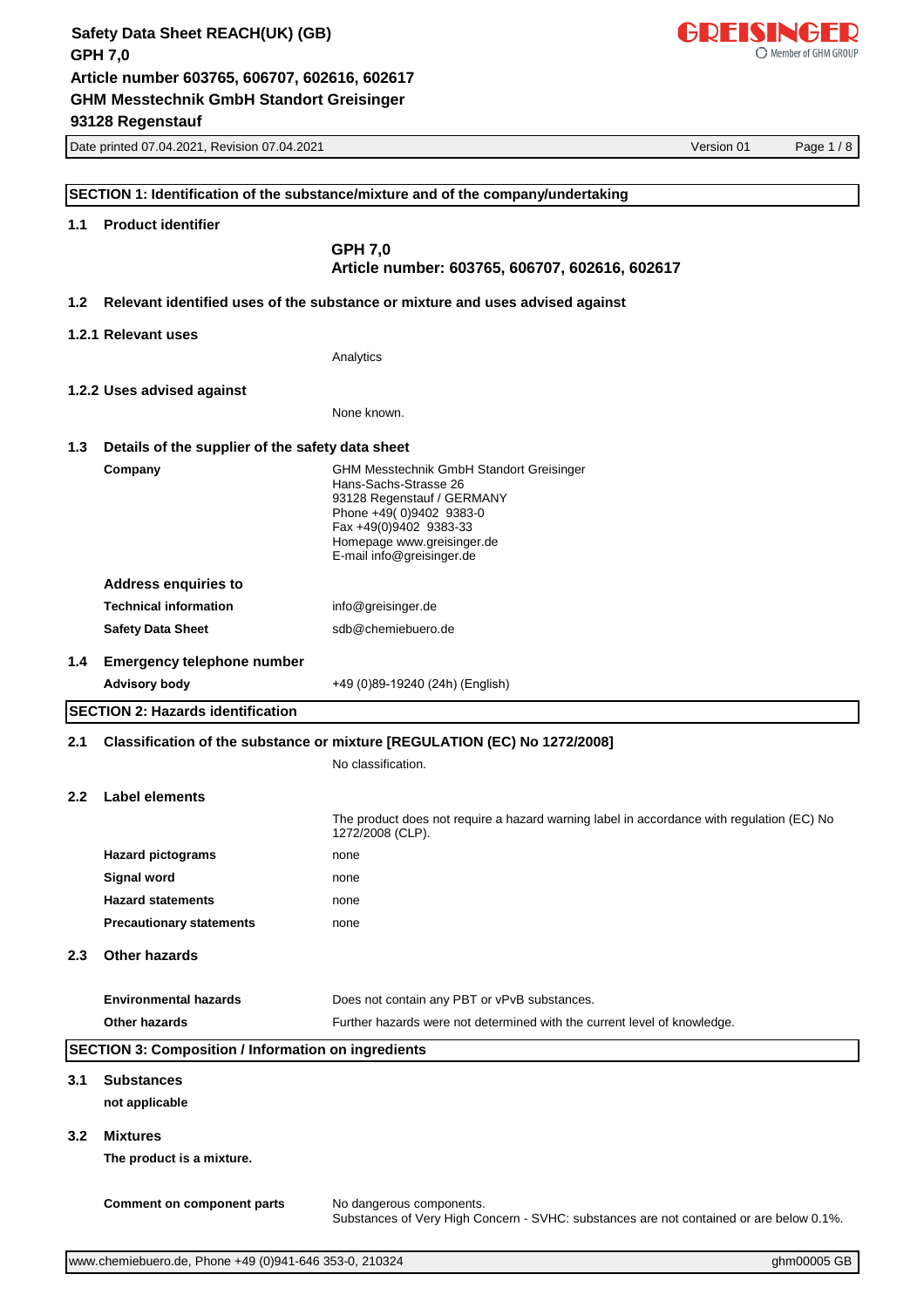## SECTION 1: Identification of the substance/mixture and of the company/undertaking

### 1.1 Product identifier

**GPH 7,0**
**Article number: 603765, 606707, 602616, 602617**

### 1.2 Relevant identified uses of the substance or mixture and uses advised against

#### 1.2.1 Relevant uses

Analytics

#### 1.2.2 Uses advised against

None known.

### 1.3 Details of the supplier of the safety data sheet

| | |
|---|---|
| **Company** | GHM Messtechnik GmbH Standort Greisinger<br>Hans-Sachs-Strasse 26<br>93128 Regenstauf / GERMANY<br>Phone +49( 0)9402 9383-0<br>Fax +49(0)9402 9383-33<br>Homepage www.greisinger.de<br>E-mail info@greisinger.de |

**Address enquiries to**

| | |
|---|---|
| **Technical information** | info@greisinger.de |
| **Safety Data Sheet** | sdb@chemiebuero.de |

### 1.4 Emergency telephone number

| | |
|---|---|
| **Advisory body** | +49 (0)89-19240 (24h) (English) |

## SECTION 2: Hazards identification

### 2.1 Classification of the substance or mixture [REGULATION (EC) No 1272/2008]

No classification.

### 2.2 Label elements

The product does not require a hazard warning label in accordance with regulation (EC) No 1272/2008 (CLP).

| | |
|---|---|
| **Hazard pictograms** | none |
| **Signal word** | none |
| **Hazard statements** | none |
| **Precautionary statements** | none |

### 2.3 Other hazards

| | |
|---|---|
| **Environmental hazards** | Does not contain any PBT or vPvB substances. |
| **Other hazards** | Further hazards were not determined with the current level of knowledge. |

## SECTION 3: Composition / Information on ingredients

### 3.1 Substances

**not applicable**

### 3.2 Mixtures

**The product is a mixture.**

| | |
|---|---|
| **Comment on component parts** | No dangerous components.<br>Substances of Very High Concern - SVHC: substances are not contained or are below 0.1%. |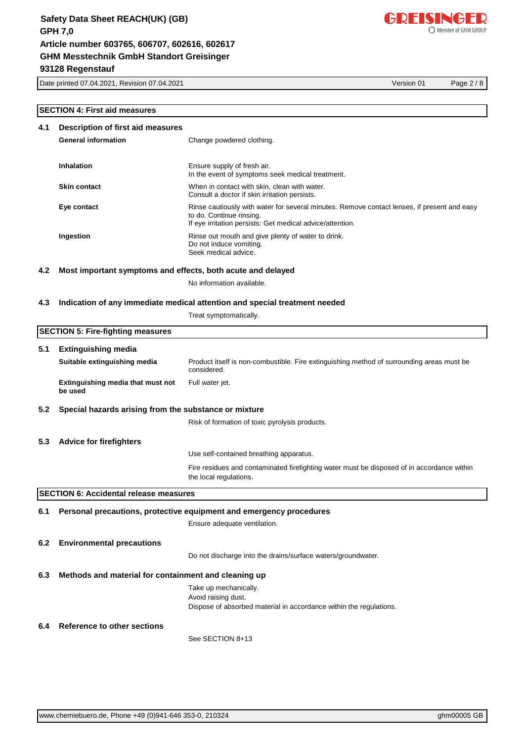## SECTION 4: First aid measures

### 4.1 Description of first aid measures

**General information**
Change powdered clothing.

**Inhalation**
Ensure supply of fresh air.
In the event of symptoms seek medical treatment.

**Skin contact**
When in contact with skin, clean with water.
Consult a doctor if skin irritation persists.

**Eye contact**
Rinse cautiously with water for several minutes. Remove contact lenses, if present and easy to do. Continue rinsing.
If eye irritation persists: Get medical advice/attention.

**Ingestion**
Rinse out mouth and give plenty of water to drink.
Do not induce vomiting.
Seek medical advice.

### 4.2 Most important symptoms and effects, both acute and delayed

No information available.

### 4.3 Indication of any immediate medical attention and special treatment needed

Treat symptomatically.

## SECTION 5: Fire-fighting measures

### 5.1 Extinguishing media

**Suitable extinguishing media**
Product itself is non-combustible. Fire extinguishing method of surrounding areas must be considered.

**Extinguishing media that must not be used**
Full water jet.

### 5.2 Special hazards arising from the substance or mixture

Risk of formation of toxic pyrolysis products.

### 5.3 Advice for firefighters

Use self-contained breathing apparatus.

Fire residues and contaminated firefighting water must be disposed of in accordance within the local regulations.

## SECTION 6: Accidental release measures

### 6.1 Personal precautions, protective equipment and emergency procedures

Ensure adequate ventilation.

### 6.2 Environmental precautions

Do not discharge into the drains/surface waters/groundwater.

### 6.3 Methods and material for containment and cleaning up

Take up mechanically.
Avoid raising dust.
Dispose of absorbed material in accordance within the regulations.

### 6.4 Reference to other sections

See SECTION 8+13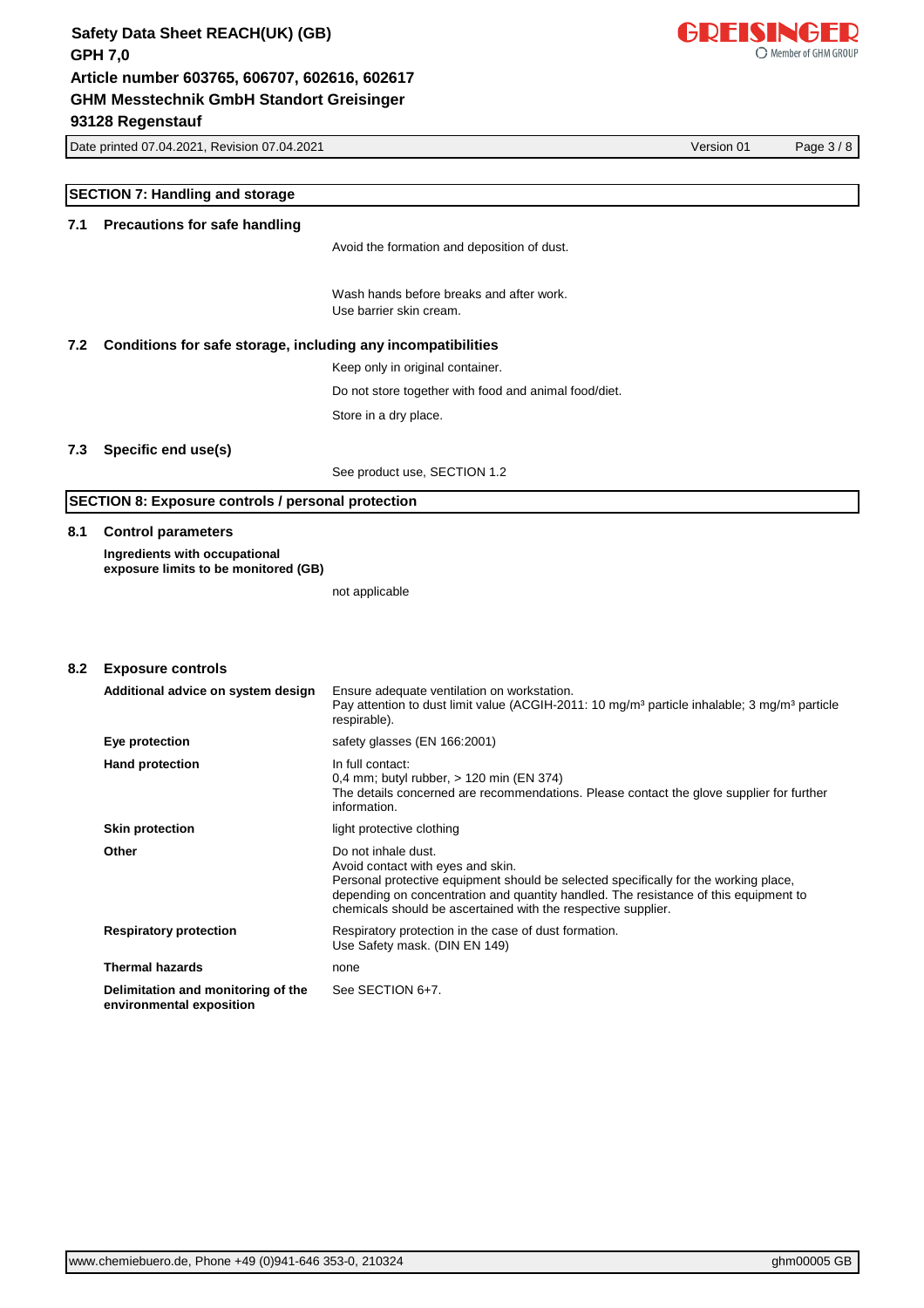## SECTION 7: Handling and storage

### 7.1 Precautions for safe handling

Avoid the formation and deposition of dust.

Wash hands before breaks and after work.
Use barrier skin cream.

### 7.2 Conditions for safe storage, including any incompatibilities

Keep only in original container.

Do not store together with food and animal food/diet.

Store in a dry place.

### 7.3 Specific end use(s)

See product use, SECTION 1.2

## SECTION 8: Exposure controls / personal protection

### 8.1 Control parameters

**Ingredients with occupational exposure limits to be monitored (GB)**

not applicable

### 8.2 Exposure controls

| | |
|---|---|
| **Additional advice on system design** | Ensure adequate ventilation on workstation.<br>Pay attention to dust limit value (ACGIH-2011: 10 mg/m³ particle inhalable; 3 mg/m³ particle respirable). |
| **Eye protection** | safety glasses (EN 166:2001) |
| **Hand protection** | In full contact:<br>0,4 mm; butyl rubber, > 120 min (EN 374)<br>The details concerned are recommendations. Please contact the glove supplier for further information. |
| **Skin protection** | light protective clothing |
| **Other** | Do not inhale dust.<br>Avoid contact with eyes and skin.<br>Personal protective equipment should be selected specifically for the working place, depending on concentration and quantity handled. The resistance of this equipment to chemicals should be ascertained with the respective supplier. |
| **Respiratory protection** | Respiratory protection in the case of dust formation.<br>Use Safety mask. (DIN EN 149) |
| **Thermal hazards** | none |
| **Delimitation and monitoring of the environmental exposition** | See SECTION 6+7. |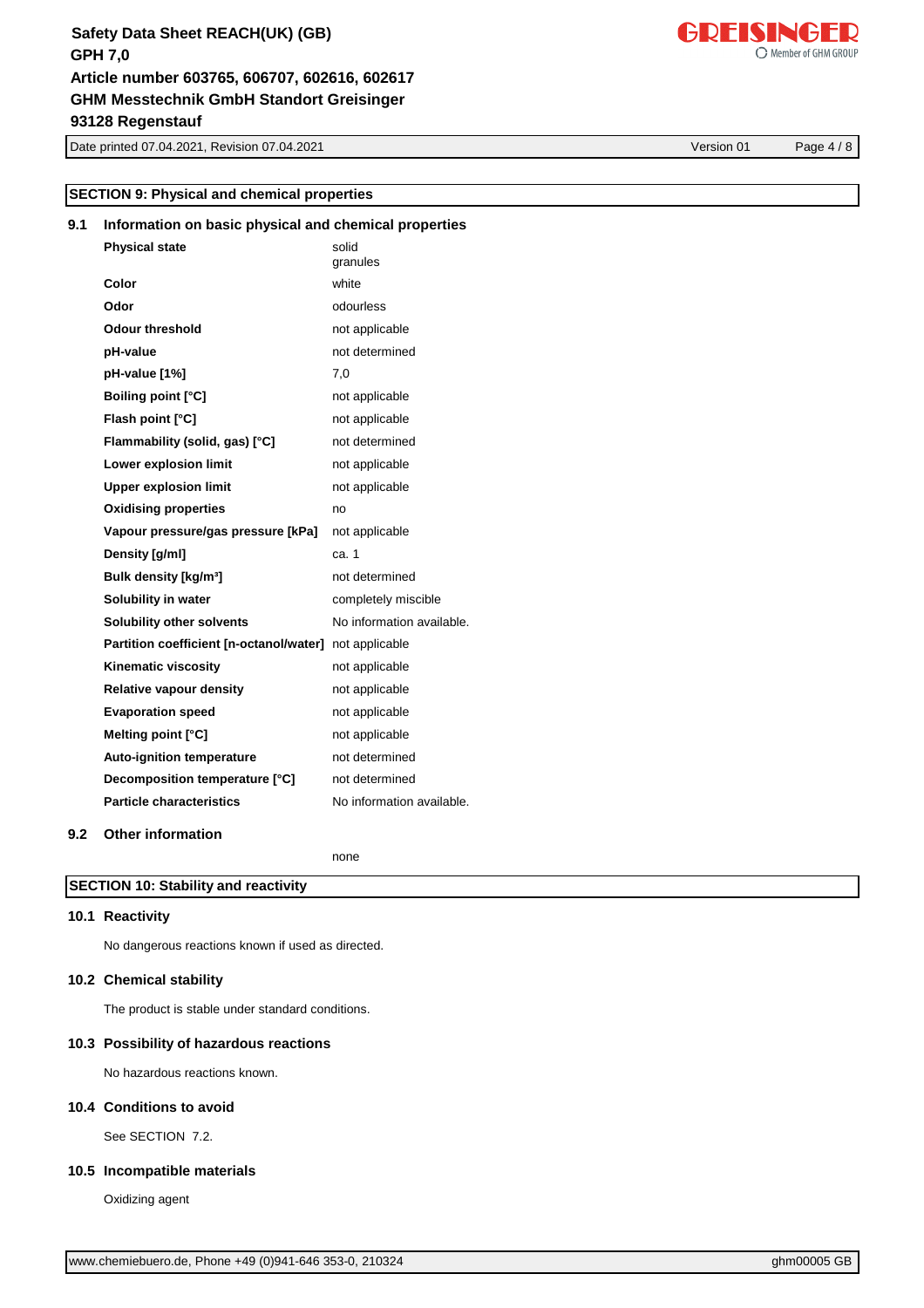## SECTION 9: Physical and chemical properties

### 9.1 Information on basic physical and chemical properties

| | |
|---|---|
| **Physical state** | solid<br>granules |
| **Color** | white |
| **Odor** | odourless |
| **Odour threshold** | not applicable |
| **pH-value** | not determined |
| **pH-value [1%]** | 7,0 |
| **Boiling point [°C]** | not applicable |
| **Flash point [°C]** | not applicable |
| **Flammability (solid, gas) [°C]** | not determined |
| **Lower explosion limit** | not applicable |
| **Upper explosion limit** | not applicable |
| **Oxidising properties** | no |
| **Vapour pressure/gas pressure [kPa]** | not applicable |
| **Density [g/ml]** | ca. 1 |
| **Bulk density [kg/m³]** | not determined |
| **Solubility in water** | completely miscible |
| **Solubility other solvents** | No information available. |
| **Partition coefficient [n-octanol/water]** | not applicable |
| **Kinematic viscosity** | not applicable |
| **Relative vapour density** | not applicable |
| **Evaporation speed** | not applicable |
| **Melting point [°C]** | not applicable |
| **Auto-ignition temperature** | not determined |
| **Decomposition temperature [°C]** | not determined |
| **Particle characteristics** | No information available. |

### 9.2 Other information

none

## SECTION 10: Stability and reactivity

### 10.1 Reactivity

No dangerous reactions known if used as directed.

### 10.2 Chemical stability

The product is stable under standard conditions.

### 10.3 Possibility of hazardous reactions

No hazardous reactions known.

### 10.4 Conditions to avoid

See SECTION 7.2.

### 10.5 Incompatible materials

Oxidizing agent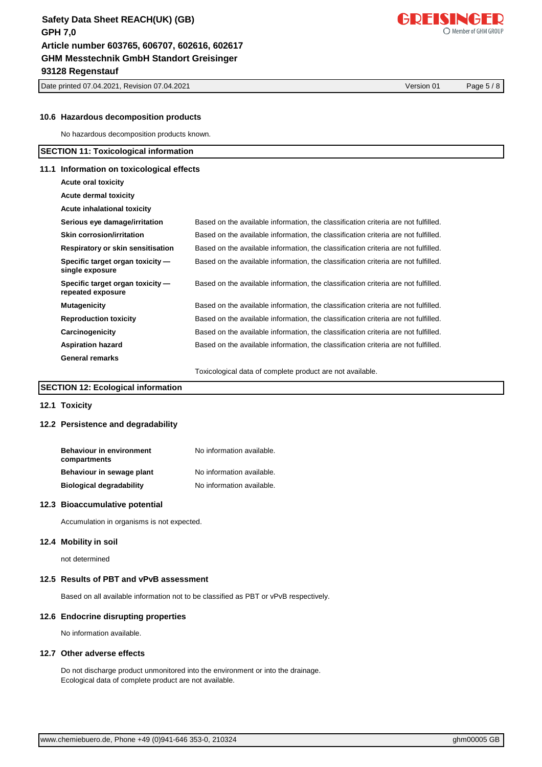### 10.6 Hazardous decomposition products

No hazardous decomposition products known.

## SECTION 11: Toxicological information

### 11.1 Information on toxicological effects

**Acute oral toxicity**

**Acute dermal toxicity**

**Acute inhalational toxicity**

| | |
|---|---|
| **Serious eye damage/irritation** | Based on the available information, the classification criteria are not fulfilled. |
| **Skin corrosion/irritation** | Based on the available information, the classification criteria are not fulfilled. |
| **Respiratory or skin sensitisation** | Based on the available information, the classification criteria are not fulfilled. |
| **Specific target organ toxicity — single exposure** | Based on the available information, the classification criteria are not fulfilled. |
| **Specific target organ toxicity — repeated exposure** | Based on the available information, the classification criteria are not fulfilled. |
| **Mutagenicity** | Based on the available information, the classification criteria are not fulfilled. |
| **Reproduction toxicity** | Based on the available information, the classification criteria are not fulfilled. |
| **Carcinogenicity** | Based on the available information, the classification criteria are not fulfilled. |
| **Aspiration hazard** | Based on the available information, the classification criteria are not fulfilled. |

**General remarks**

Toxicological data of complete product are not available.

## SECTION 12: Ecological information

### 12.1 Toxicity

### 12.2 Persistence and degradability

| | |
|---|---|
| **Behaviour in environment compartments** | No information available. |
| **Behaviour in sewage plant** | No information available. |
| **Biological degradability** | No information available. |

### 12.3 Bioaccumulative potential

Accumulation in organisms is not expected.

### 12.4 Mobility in soil

not determined

### 12.5 Results of PBT and vPvB assessment

Based on all available information not to be classified as PBT or vPvB respectively.

### 12.6 Endocrine disrupting properties

No information available.

### 12.7 Other adverse effects

Do not discharge product unmonitored into the environment or into the drainage.
Ecological data of complete product are not available.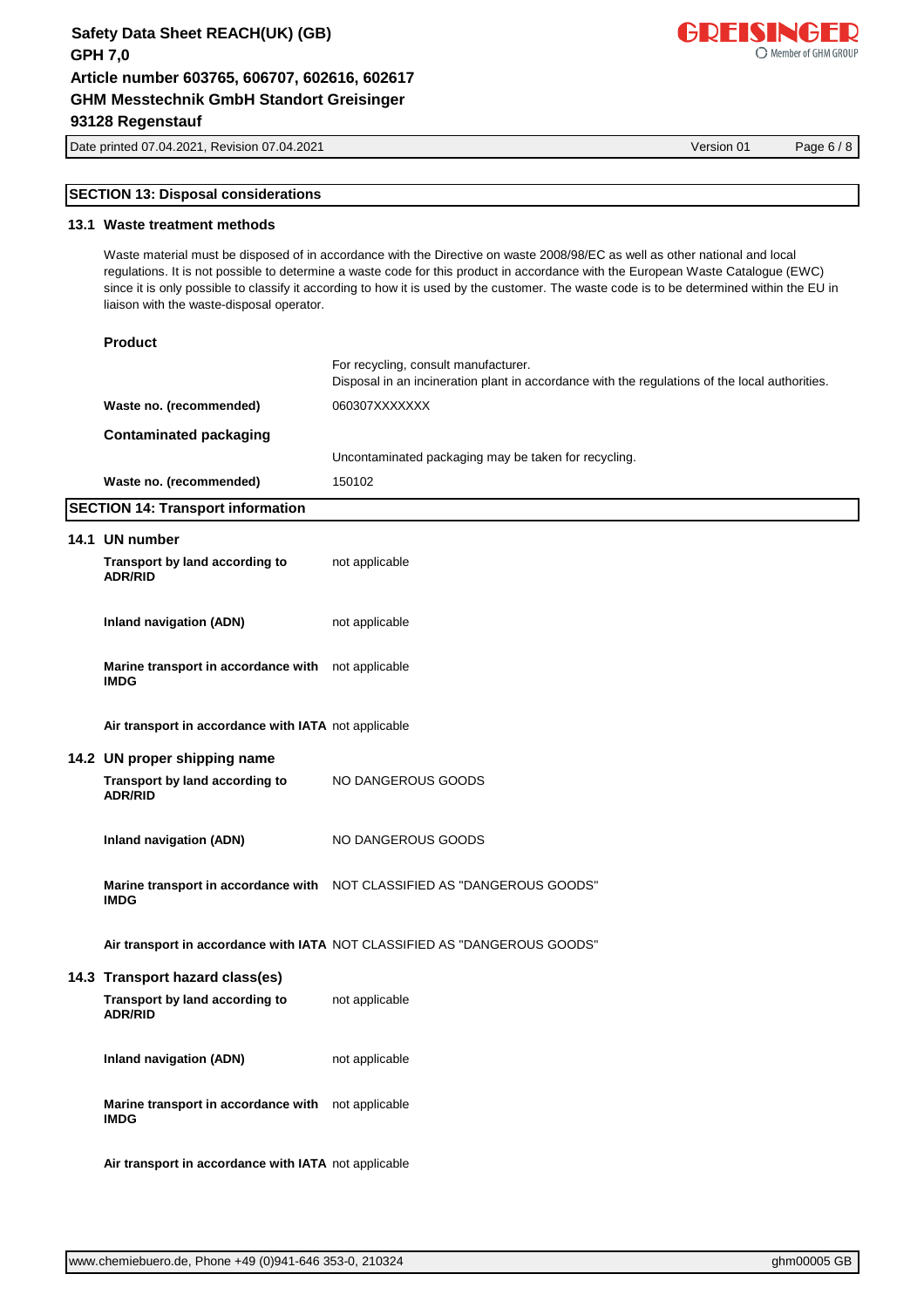## SECTION 13: Disposal considerations

### 13.1 Waste treatment methods

Waste material must be disposed of in accordance with the Directive on waste 2008/98/EC as well as other national and local regulations. It is not possible to determine a waste code for this product in accordance with the European Waste Catalogue (EWC) since it is only possible to classify it according to how it is used by the customer. The waste code is to be determined within the EU in liaison with the waste-disposal operator.

**Product**

For recycling, consult manufacturer.
Disposal in an incineration plant in accordance with the regulations of the local authorities.

**Waste no. (recommended)** 060307XXXXXXX

**Contaminated packaging**

Uncontaminated packaging may be taken for recycling.

**Waste no. (recommended)** 150102

## SECTION 14: Transport information

### 14.1 UN number

| | |
|---|---|
| **Transport by land according to ADR/RID** | not applicable |
| **Inland navigation (ADN)** | not applicable |
| **Marine transport in accordance with IMDG** | not applicable |
| **Air transport in accordance with IATA** | not applicable |

### 14.2 UN proper shipping name

| | |
|---|---|
| **Transport by land according to ADR/RID** | NO DANGEROUS GOODS |
| **Inland navigation (ADN)** | NO DANGEROUS GOODS |
| **Marine transport in accordance with IMDG** | NOT CLASSIFIED AS "DANGEROUS GOODS" |
| **Air transport in accordance with IATA** | NOT CLASSIFIED AS "DANGEROUS GOODS" |

### 14.3 Transport hazard class(es)

| | |
|---|---|
| **Transport by land according to ADR/RID** | not applicable |
| **Inland navigation (ADN)** | not applicable |
| **Marine transport in accordance with IMDG** | not applicable |
| **Air transport in accordance with IATA** | not applicable |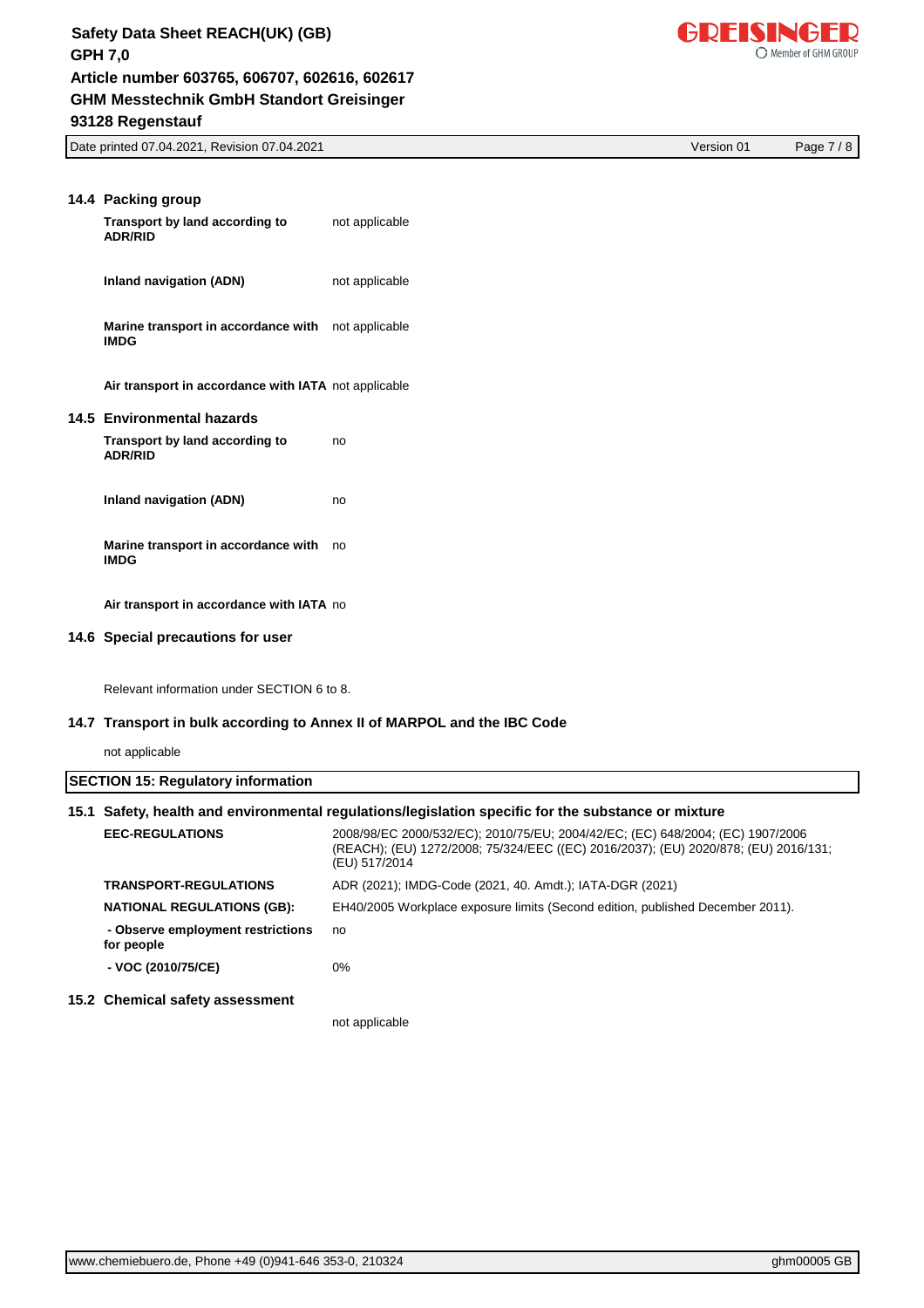### 14.4 Packing group

| | |
|---|---|
| **Transport by land according to ADR/RID** | not applicable |
| **Inland navigation (ADN)** | not applicable |
| **Marine transport in accordance with IMDG** | not applicable |
| **Air transport in accordance with IATA** | not applicable |

### 14.5 Environmental hazards

| | |
|---|---|
| **Transport by land according to ADR/RID** | no |
| **Inland navigation (ADN)** | no |
| **Marine transport in accordance with IMDG** | no |
| **Air transport in accordance with IATA** | no |

### 14.6 Special precautions for user

Relevant information under SECTION 6 to 8.

### 14.7 Transport in bulk according to Annex II of MARPOL and the IBC Code

not applicable

## SECTION 15: Regulatory information

### 15.1 Safety, health and environmental regulations/legislation specific for the substance or mixture

| | |
|---|---|
| **EEC-REGULATIONS** | 2008/98/EC 2000/532/EC); 2010/75/EU; 2004/42/EC; (EC) 648/2004; (EC) 1907/2006 (REACH); (EU) 1272/2008; 75/324/EEC ((EC) 2016/2037); (EU) 2020/878; (EU) 2016/131; (EU) 517/2014 |
| **TRANSPORT-REGULATIONS** | ADR (2021); IMDG-Code (2021, 40. Amdt.); IATA-DGR (2021) |
| **NATIONAL REGULATIONS (GB):** | EH40/2005 Workplace exposure limits (Second edition, published December 2011). |
| **- Observe employment restrictions for people** | no |
| **- VOC (2010/75/CE)** | 0% |

### 15.2 Chemical safety assessment

not applicable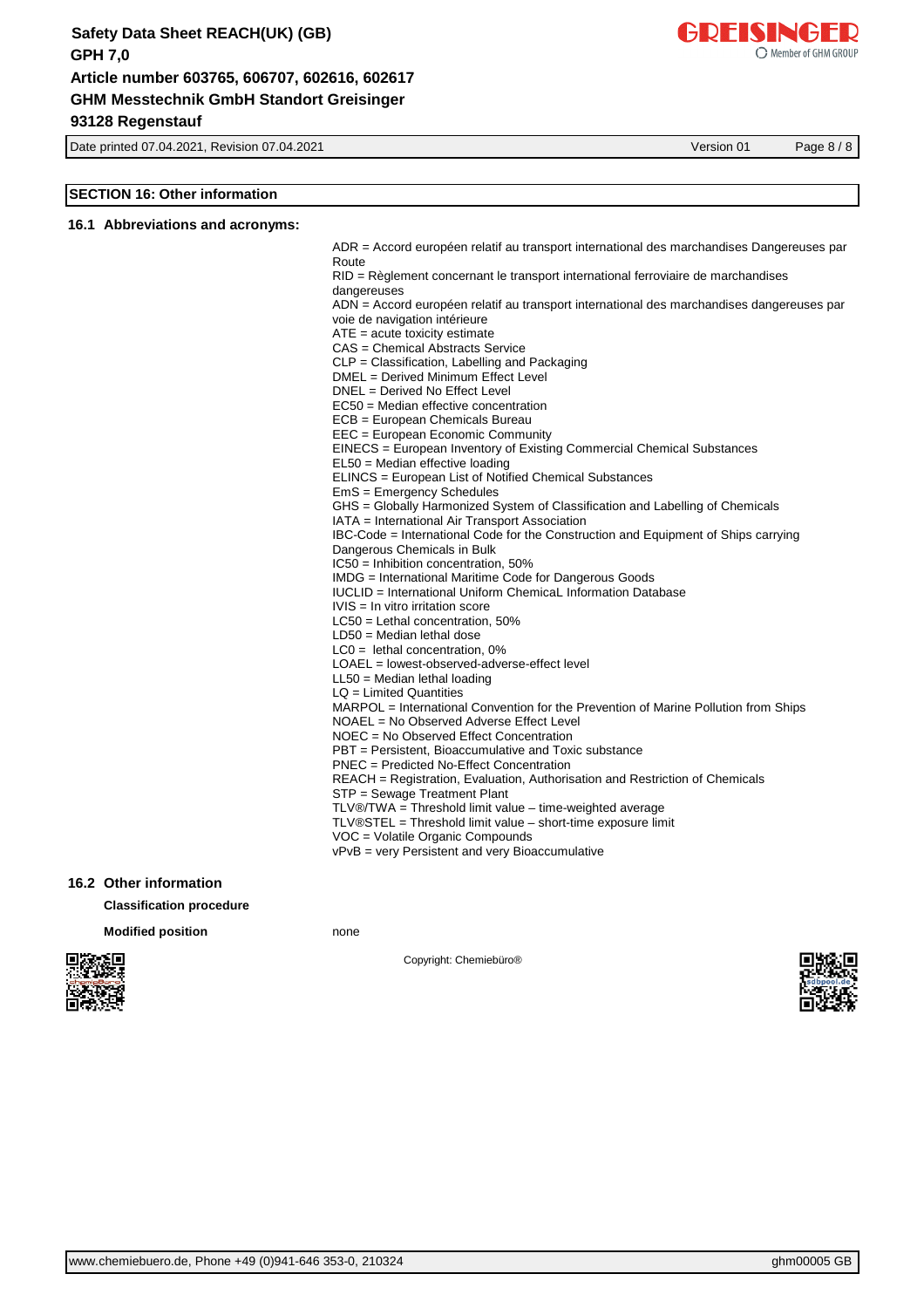## SECTION 16: Other information

### 16.1 Abbreviations and acronyms:

ADR = Accord européen relatif au transport international des marchandises Dangereuses par Route
RID = Règlement concernant le transport international ferroviaire de marchandises dangereuses
ADN = Accord européen relatif au transport international des marchandises dangereuses par voie de navigation intérieure
ATE = acute toxicity estimate
CAS = Chemical Abstracts Service
CLP = Classification, Labelling and Packaging
DMEL = Derived Minimum Effect Level
DNEL = Derived No Effect Level
EC50 = Median effective concentration
ECB = European Chemicals Bureau
EEC = European Economic Community
EINECS = European Inventory of Existing Commercial Chemical Substances
EL50 = Median effective loading
ELINCS = European List of Notified Chemical Substances
EmS = Emergency Schedules
GHS = Globally Harmonized System of Classification and Labelling of Chemicals
IATA = International Air Transport Association
IBC-Code = International Code for the Construction and Equipment of Ships carrying Dangerous Chemicals in Bulk
IC50 = Inhibition concentration, 50%
IMDG = International Maritime Code for Dangerous Goods
IUCLID = International Uniform ChemicaL Information Database
IVIS = In vitro irritation score
LC50 = Lethal concentration, 50%
LD50 = Median lethal dose
LC0 = lethal concentration, 0%
LOAEL = lowest-observed-adverse-effect level
LL50 = Median lethal loading
LQ = Limited Quantities
MARPOL = International Convention for the Prevention of Marine Pollution from Ships
NOAEL = No Observed Adverse Effect Level
NOEC = No Observed Effect Concentration
PBT = Persistent, Bioaccumulative and Toxic substance
PNEC = Predicted No-Effect Concentration
REACH = Registration, Evaluation, Authorisation and Restriction of Chemicals
STP = Sewage Treatment Plant
TLV®/TWA = Threshold limit value – time-weighted average
TLV®STEL = Threshold limit value – short-time exposure limit
VOC = Volatile Organic Compounds
vPvB = very Persistent and very Bioaccumulative

### 16.2 Other information

**Classification procedure**

**Modified position** none

Copyright: Chemiebüro®